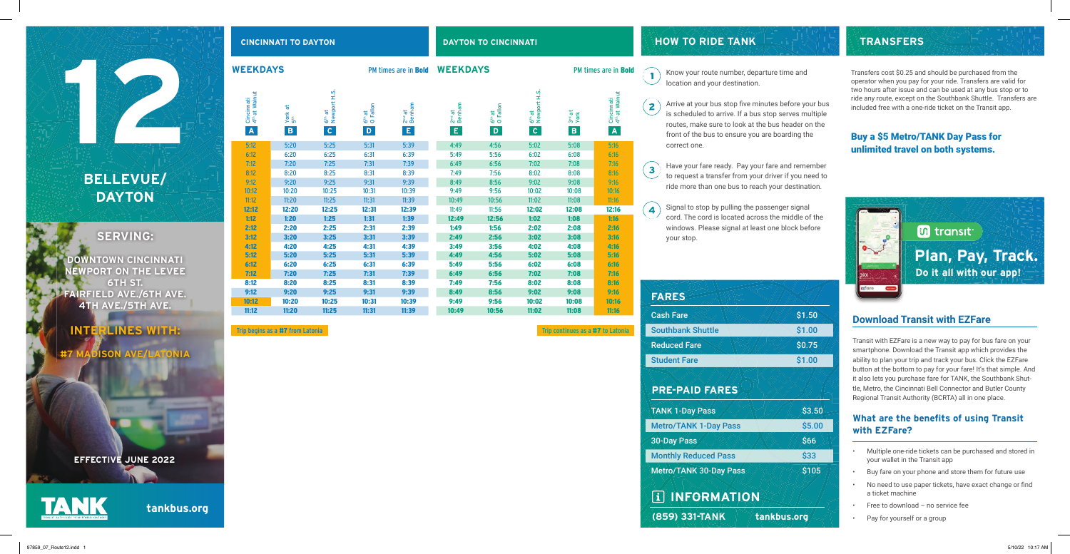# 12

## BELLEVUE/ DAYTON

### SERVING:

DOWNTOWN CINCINNATI
NEWPORT ON THE LEVEE
6TH ST.
FAIRFIELD AVE./6TH AVE.
4TH AVE./5TH AVE.

### INTERLINES WITH:

#7 MADISON AVE/LATONIA

EFFECTIVE JUNE 2022

TANK

tankbus.org

## CINCINNATI TO DAYTON

**WEEKDAYS** — PM times are in **Bold**

| Cincinnati 4th at Walnut (A) | York at 5th (B) | 6th at Newport H.S. (C) | 6th at O Fallon (D) | 2nd at Benham (E) |
|---|---|---|---|---|
| 5:12 | 5:20 | 5:25 | 5:31 | 5:39 |
| 6:12 | 6:20 | 6:25 | 6:31 | 6:39 |
| 7:12 | 7:20 | 7:25 | 7:31 | 7:39 |
| 8:12 | 8:20 | 8:25 | 8:31 | 8:39 |
| 9:12 | 9:20 | 9:25 | 9:31 | 9:39 |
| 10:12 | 10:20 | 10:25 | 10:31 | 10:39 |
| 11:12 | 11:20 | 11:25 | 11:31 | 11:39 |
| **12:12** | **12:20** | **12:25** | **12:31** | **12:39** |
| **1:12** | **1:20** | **1:25** | **1:31** | **1:39** |
| **2:12** | **2:20** | **2:25** | **2:31** | **2:39** |
| **3:12** | **3:20** | **3:25** | **3:31** | **3:39** |
| **4:12** | **4:20** | **4:25** | **4:31** | **4:39** |
| **5:12** | **5:20** | **5:25** | **5:31** | **5:39** |
| **6:12** | **6:20** | **6:25** | **6:31** | **6:39** |
| **7:12** | **7:20** | **7:25** | **7:31** | **7:39** |
| **8:12** | **8:20** | **8:25** | **8:31** | **8:39** |
| **9:12** | **9:20** | **9:25** | **9:31** | **9:39** |
| **10:12** | **10:20** | **10:25** | **10:31** | **10:39** |
| **11:12** | **11:20** | **11:25** | **11:31** | **11:39** |

Trip begins as a **#7** from Latonia

## DAYTON TO CINCINNATI

**WEEKDAYS** — PM times are in **Bold**

| 2nd at Benham (E) | 6th at O Fallon (D) | 6th at Newport H.S. (C) | 3rd at York (B) | Cincinnati 4th at Walnut (A) |
|---|---|---|---|---|
| 4:49 | 4:56 | 5:02 | 5:08 | 5:16 |
| 5:49 | 5:56 | 6:02 | 6:08 | 6:16 |
| 6:49 | 6:56 | 7:02 | 7:08 | 7:16 |
| 7:49 | 7:56 | 8:02 | 8:08 | 8:16 |
| 8:49 | 8:56 | 9:02 | 9:08 | 9:16 |
| 9:49 | 9:56 | 10:02 | 10:08 | 10:16 |
| 10:49 | 10:56 | 11:02 | 11:08 | 11:16 |
| 11:49 | 11:56 | **12:02** | **12:08** | **12:16** |
| **12:49** | **12:56** | **1:02** | **1:08** | **1:16** |
| **1:49** | **1:56** | **2:02** | **2:08** | **2:16** |
| **2:49** | **2:56** | **3:02** | **3:08** | **3:16** |
| **3:49** | **3:56** | **4:02** | **4:08** | **4:16** |
| **4:49** | **4:56** | **5:02** | **5:08** | **5:16** |
| **5:49** | **5:56** | **6:02** | **6:08** | **6:16** |
| **6:49** | **6:56** | **7:02** | **7:08** | **7:16** |
| **7:49** | **7:56** | **8:02** | **8:08** | **8:16** |
| **8:49** | **8:56** | **9:02** | **9:08** | **9:16** |
| **9:49** | **9:56** | **10:02** | **10:08** | **10:16** |
| **10:49** | **10:56** | **11:02** | **11:08** | **11:16** |

Trip continues as a **#7** to Latonia

## HOW TO RIDE TANK

1. Know your route number, departure time and location and your destination.
2. Arrive at your bus stop five minutes before your bus is scheduled to arrive. If a bus stop serves multiple routes, make sure to look at the bus header on the front of the bus to ensure you are boarding the correct one.
3. Have your fare ready. Pay your fare and remember to request a transfer from your driver if you need to ride more than one bus to reach your destination.
4. Signal to stop by pulling the passenger signal cord. The cord is located across the middle of the windows. Please signal at least one block before your stop.

## FARES

| Fare | Price |
|---|---|
| Cash Fare | $1.50 |
| Southbank Shuttle | $1.00 |
| Reduced Fare | $0.75 |
| Student Fare | $1.00 |

## PRE-PAID FARES

| Pass | Price |
|---|---|
| TANK 1-Day Pass | $3.50 |
| Metro/TANK 1-Day Pass | $5.00 |
| 30-Day Pass | $66 |
| Monthly Reduced Pass | $33 |
| Metro/TANK 30-Day Pass | $105 |

## INFORMATION

(859) 331-TANK — tankbus.org

## TRANSFERS

Transfers cost $0.25 and should be purchased from the operator when you pay for your ride. Transfers are valid for two hours after issue and can be used at any bus stop or to ride any route, except on the Southbank Shuttle. Transfers are included free with a one-ride ticket on the Transit app.

### Buy a $5 Metro/TANK Day Pass for unlimited travel on both systems.

transit

**Plan, Pay, Track.**
Do it all with our app!

## Download Transit with EZFare

Transit with EZFare is a new way to pay for bus fare on your smartphone. Download the Transit app which provides the ability to plan your trip and track your bus. Click the EZFare button at the bottom to pay for your fare! It's that simple. And it also lets you purchase fare for TANK, the Southbank Shuttle, Metro, the Cincinnati Bell Connector and Butler County Regional Transit Authority (BCRTA) all in one place.

### What are the benefits of using Transit with EZFare?

- Multiple one-ride tickets can be purchased and stored in your wallet in the Transit app
- Buy fare on your phone and store them for future use
- No need to use paper tickets, have exact change or find a ticket machine
- Free to download – no service fee
- Pay for yourself or a group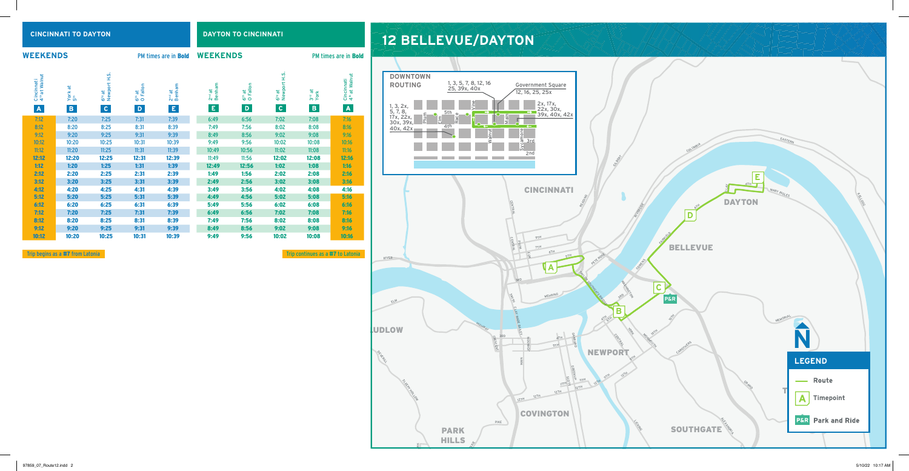## CINCINNATI TO DAYTON

### WEEKENDS

PM times are in **Bold**

| Cincinnati 4th at Walnut (A) | York at 5th (B) | 6th at Newport H.S. (C) | 6th at O Fallon (D) | 2nd at Benham (E) |
|---|---|---|---|---|
| 7:12 | 7:20 | 7:25 | 7:31 | 7:39 |
| 8:12 | 8:20 | 8:25 | 8:31 | 8:39 |
| 9:12 | 9:20 | 9:25 | 9:31 | 9:39 |
| 10:12 | 10:20 | 10:25 | 10:31 | 10:39 |
| 11:12 | 11:20 | 11:25 | 11:31 | 11:39 |
| **12:12** | **12:20** | **12:25** | **12:31** | **12:39** |
| **1:12** | **1:20** | **1:25** | **1:31** | **1:39** |
| **2:12** | **2:20** | **2:25** | **2:31** | **2:39** |
| **3:12** | **3:20** | **3:25** | **3:31** | **3:39** |
| **4:12** | **4:20** | **4:25** | **4:31** | **4:39** |
| **5:12** | **5:20** | **5:25** | **5:31** | **5:39** |
| **6:12** | **6:20** | **6:25** | **6:31** | **6:39** |
| **7:12** | **7:20** | **7:25** | **7:31** | **7:39** |
| **8:12** | **8:20** | **8:25** | **8:31** | **8:39** |
| **9:12** | **9:20** | **9:25** | **9:31** | **9:39** |
| **10:12** | **10:20** | **10:25** | **10:31** | **10:39** |

Trip begins as a **#7** from Latonia

## DAYTON TO CINCINNATI

### WEEKENDS

PM times are in **Bold**

| 2nd at Benham (E) | 6th at O Fallon (D) | 6th at Newport H.S. (C) | 3rd at York (B) | Cincinnati 4th at Walnut (A) |
|---|---|---|---|---|
| 6:49 | 6:56 | 7:02 | 7:08 | 7:16 |
| 7:49 | 7:56 | 8:02 | 8:08 | 8:16 |
| 8:49 | 8:56 | 9:02 | 9:08 | 9:16 |
| 9:49 | 9:56 | 10:02 | 10:08 | 10:16 |
| 10:49 | 10:56 | 11:02 | 11:08 | 11:16 |
| 11:49 | 11:56 | **12:02** | **12:08** | **12:16** |
| **12:49** | **12:56** | **1:02** | **1:08** | **1:16** |
| **1:49** | **1:56** | **2:02** | **2:08** | **2:16** |
| **2:49** | **2:56** | **3:02** | **3:08** | **3:16** |
| **3:49** | **3:56** | **4:02** | **4:08** | **4:16** |
| **4:49** | **4:56** | **5:02** | **5:08** | **5:16** |
| **5:49** | **5:56** | **6:02** | **6:08** | **6:16** |
| **6:49** | **6:56** | **7:02** | **7:08** | **7:16** |
| **7:49** | **7:56** | **8:02** | **8:08** | **8:16** |
| **8:49** | **8:56** | **9:02** | **9:08** | **9:16** |
| **9:49** | **9:56** | **10:02** | **10:08** | **10:16** |

Trip continues as a **#7** to Latonia

# 12 BELLEVUE/DAYTON

DOWNTOWN ROUTING

1, 3, 5, 7, 8, 12, 16, 25, 39x, 40x

Government Square 12, 16, 25, 25x

1, 3, 2x, 5, 7, 8, 17x, 22x, 30x, 39x, 40x, 42x

2x, 17x, 22x, 30x, 39x, 40x, 42x

CINCINNATI

DAYTON

BELLEVUE

NEWPORT

COVINGTON

LUDLOW

PARK HILLS

SOUTHGATE

LEGEND

Route

A Timepoint

P&R Park and Ride